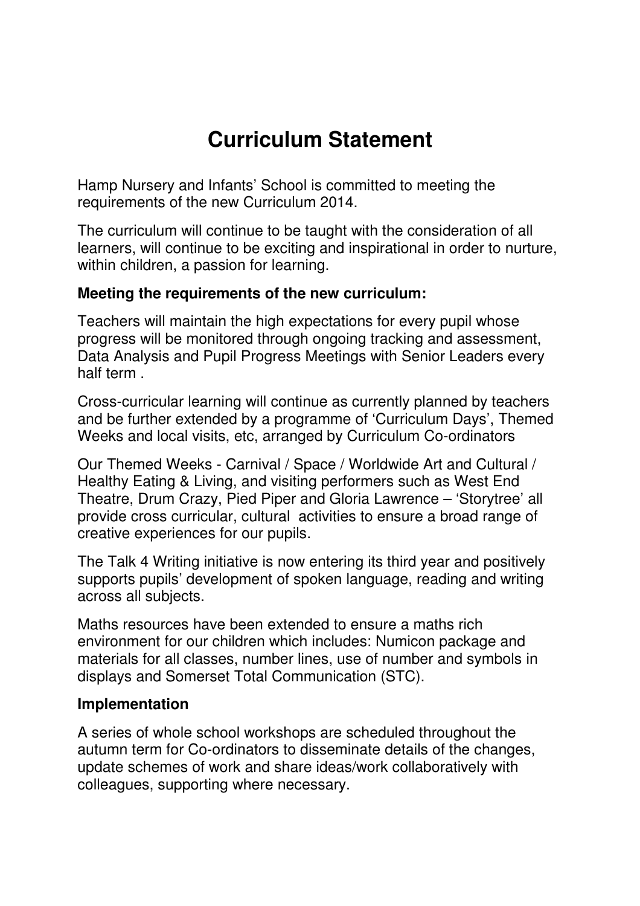# Curriculum Statement

Hamp Nursery and Infants' School is committed to meeting the requirements of the new Curriculum 2014.

The curriculum will continue to be taught with the consideration of all learners, will continue to be exciting and inspirational in order to nurture, within children, a passion for learning.

**Meeting the requirements of the new curriculum:**

Teachers will maintain the high expectations for every pupil whose progress will be monitored through ongoing tracking and assessment, Data Analysis and Pupil Progress Meetings with Senior Leaders every half term .

Cross-curricular learning will continue as currently planned by teachers and be further extended by a programme of 'Curriculum Days', Themed Weeks and local visits, etc, arranged by Curriculum Co-ordinators

Our Themed Weeks - Carnival / Space / Worldwide Art and Cultural / Healthy Eating & Living, and visiting performers such as West End Theatre, Drum Crazy, Pied Piper and Gloria Lawrence – 'Storytree' all provide cross curricular, cultural activities to ensure a broad range of creative experiences for our pupils.

The Talk 4 Writing initiative is now entering its third year and positively supports pupils' development of spoken language, reading and writing across all subjects.

Maths resources have been extended to ensure a maths rich environment for our children which includes: Numicon package and materials for all classes, number lines, use of number and symbols in displays and Somerset Total Communication (STC).

**Implementation**

A series of whole school workshops are scheduled throughout the autumn term for Co-ordinators to disseminate details of the changes, update schemes of work and share ideas/work collaboratively with colleagues, supporting where necessary.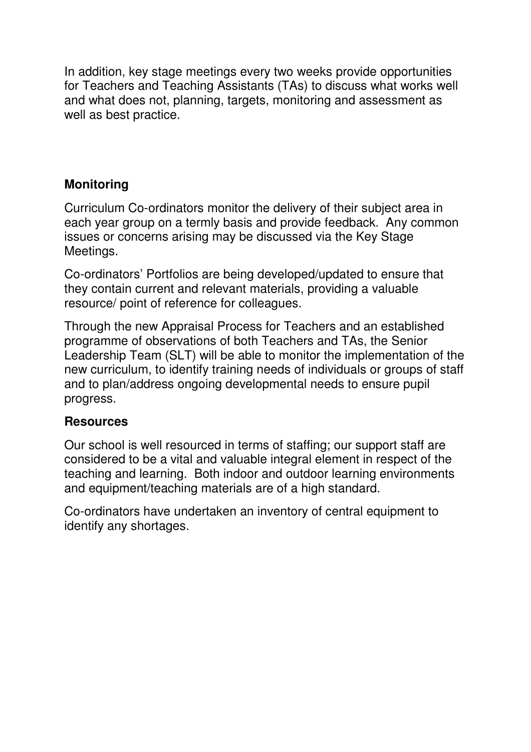In addition, key stage meetings every two weeks provide opportunities for Teachers and Teaching Assistants (TAs) to discuss what works well and what does not, planning, targets, monitoring and assessment as well as best practice.

**Monitoring**

Curriculum Co-ordinators monitor the delivery of their subject area in each year group on a termly basis and provide feedback. Any common issues or concerns arising may be discussed via the Key Stage Meetings.

Co-ordinators' Portfolios are being developed/updated to ensure that they contain current and relevant materials, providing a valuable resource/ point of reference for colleagues.

Through the new Appraisal Process for Teachers and an established programme of observations of both Teachers and TAs, the Senior Leadership Team (SLT) will be able to monitor the implementation of the new curriculum, to identify training needs of individuals or groups of staff and to plan/address ongoing developmental needs to ensure pupil progress.

**Resources**

Our school is well resourced in terms of staffing; our support staff are considered to be a vital and valuable integral element in respect of the teaching and learning. Both indoor and outdoor learning environments and equipment/teaching materials are of a high standard.

Co-ordinators have undertaken an inventory of central equipment to identify any shortages.